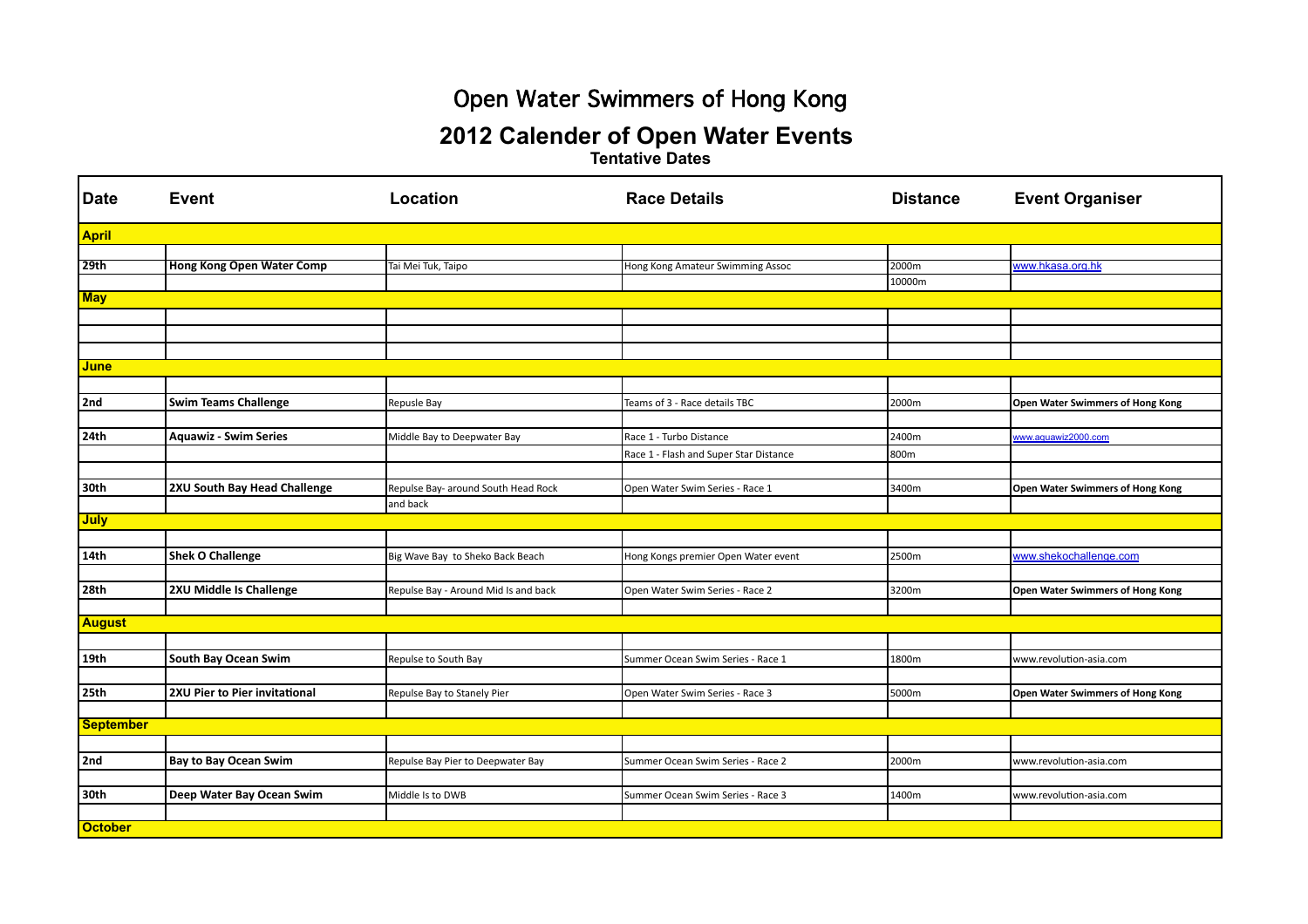# Open Water Swimmers of Hong Kong

## 2012 Calender of Open Water Events

**Tentative Dates**

| Date | Event | Location | Race Details | Distance | Event Organiser |
|---|---|---|---|---|---|
| **April** | | | | | |
| 29th | **Hong Kong Open Water Comp** | Tai Mei Tuk, Taipo | Hong Kong Amateur Swimming Assoc | 2000m | www.hkasa.org.hk |
| | | | | 10000m | |
| **May** | | | | | |
| **June** | | | | | |
| 2nd | **Swim Teams Challenge** | Repusle Bay | Teams of 3 - Race details TBC | 2000m | **Open Water Swimmers of Hong Kong** |
| 24th | **Aquawiz - Swim Series** | Middle Bay to Deepwater Bay | Race 1 - Turbo Distance | 2400m | www.aquawiz2000.com |
| | | | Race 1 - Flash and Super Star Distance | 800m | |
| 30th | **2XU South Bay Head Challenge** | Repulse Bay- around South Head Rock and back | Open Water Swim Series - Race 1 | 3400m | **Open Water Swimmers of Hong Kong** |
| **July** | | | | | |
| 14th | **Shek O Challenge** | Big Wave Bay to Sheko Back Beach | Hong Kongs premier Open Water event | 2500m | www.shekochallenge.com |
| 28th | **2XU Middle Is Challenge** | Repulse Bay - Around Mid Is and back | Open Water Swim Series - Race 2 | 3200m | **Open Water Swimmers of Hong Kong** |
| **August** | | | | | |
| 19th | **South Bay Ocean Swim** | Repulse to South Bay | Summer Ocean Swim Series - Race 1 | 1800m | www.revolution-asia.com |
| 25th | **2XU Pier to Pier invitational** | Repulse Bay to Stanely Pier | Open Water Swim Series - Race 3 | 5000m | **Open Water Swimmers of Hong Kong** |
| **September** | | | | | |
| 2nd | **Bay to Bay Ocean Swim** | Repulse Bay Pier to Deepwater Bay | Summer Ocean Swim Series - Race 2 | 2000m | www.revolution-asia.com |
| 30th | **Deep Water Bay Ocean Swim** | Middle Is to DWB | Summer Ocean Swim Series - Race 3 | 1400m | www.revolution-asia.com |
| **October** | | | | | |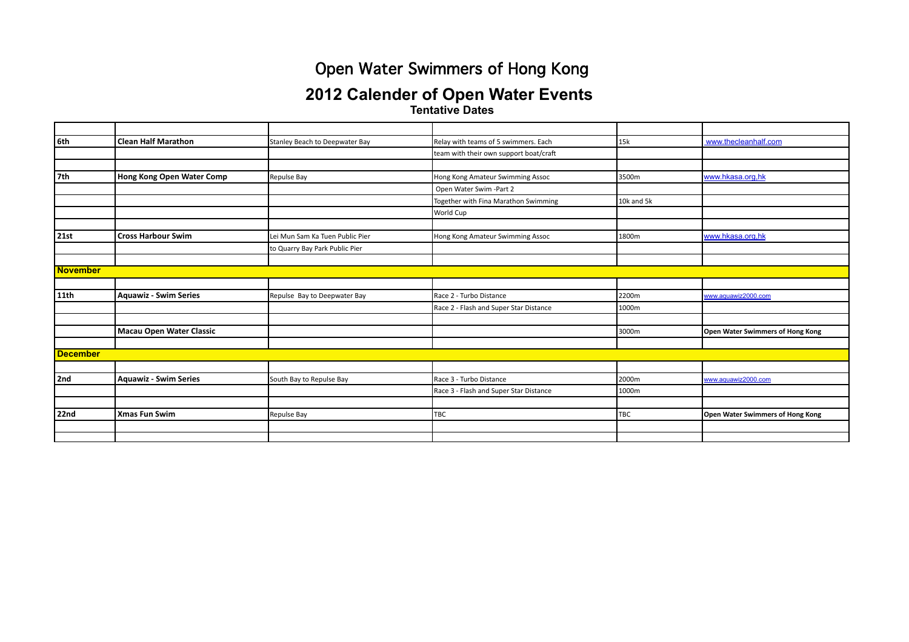# Open Water Swimmers of Hong Kong

## 2012 Calender of Open Water Events

**Tentative Dates**

| | | | | | |
|---|---|---|---|---|---|
| **6th** | **Clean Half Marathon** | Stanley Beach to Deepwater Bay | Relay with teams of 5 swimmers. Each | 15k | www.thecleanhalf.com |
| | | | team with their own support boat/craft | | |
| | | | | | |
| **7th** | **Hong Kong Open Water Comp** | Repulse Bay | Hong Kong Amateur Swimming Assoc | 3500m | www.hkasa.org.hk |
| | | | Open Water Swim -Part 2 | | |
| | | | Together with Fina Marathon Swimming | 10k and 5k | |
| | | | World Cup | | |
| | | | | | |
| **21st** | **Cross Harbour Swim** | Lei Mun Sam Ka Tuen Public Pier | Hong Kong Amateur Swimming Assoc | 1800m | www.hkasa.org.hk |
| | | to Quarry Bay Park Public Pier | | | |
| | | | | | |
| **November** | | | | | |
| | | | | | |
| **11th** | **Aquawiz - Swim Series** | Repulse Bay to Deepwater Bay | Race 2 - Turbo Distance | 2200m | www.aquawiz2000.com |
| | | | Race 2 - Flash and Super Star Distance | 1000m | |
| | | | | | |
| | **Macau Open Water Classic** | | | 3000m | **Open Water Swimmers of Hong Kong** |
| | | | | | |
| **December** | | | | | |
| | | | | | |
| **2nd** | **Aquawiz - Swim Series** | South Bay to Repulse Bay | Race 3 - Turbo Distance | 2000m | www.aquawiz2000.com |
| | | | Race 3 - Flash and Super Star Distance | 1000m | |
| | | | | | |
| **22nd** | **Xmas Fun Swim** | Repulse Bay | TBC | TBC | **Open Water Swimmers of Hong Kong** |